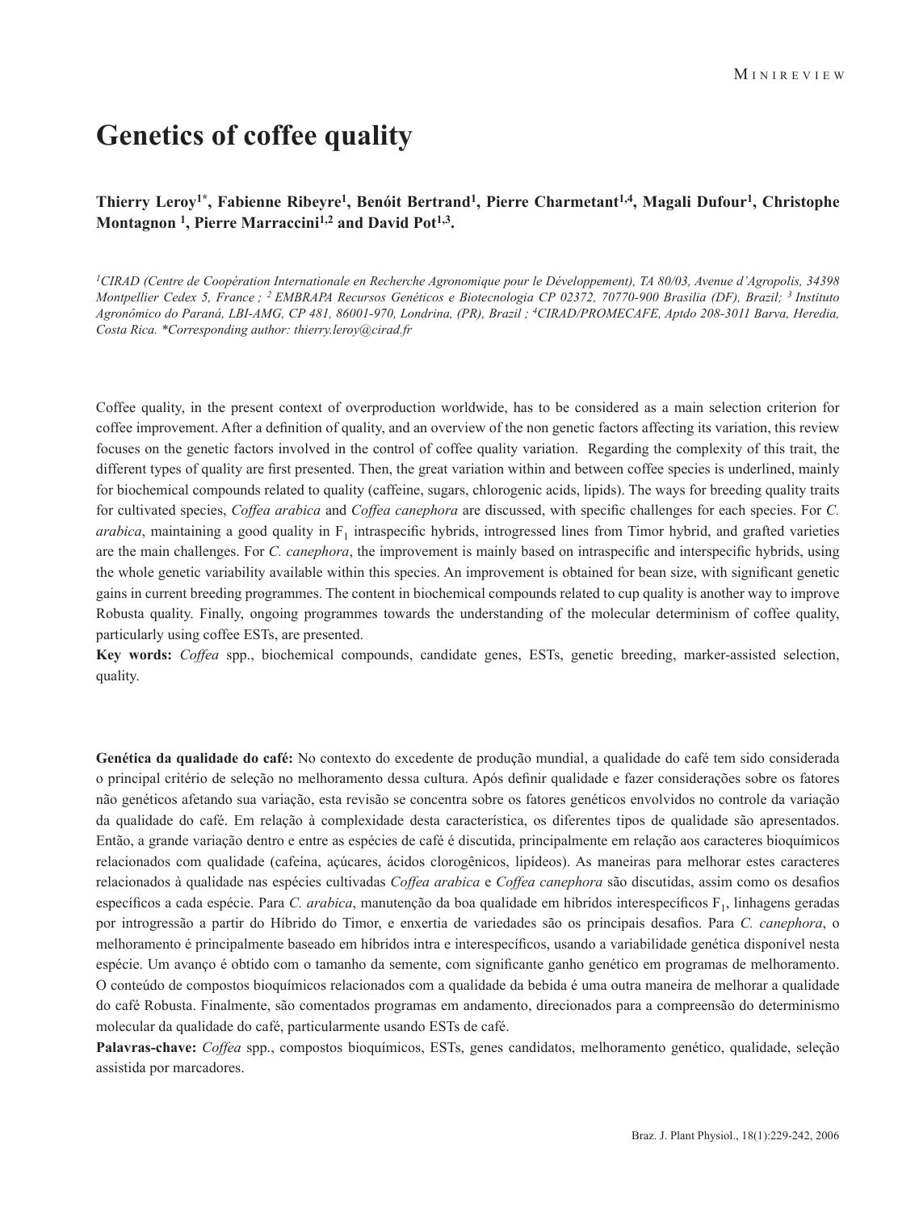MINIREVIEW

# Genetics of coffee quality

**Thierry Leroy[1*], Fabienne Ribeyre[1], Benóit Bertrand[1], Pierre Charmetant[1,4], Magali Dufour[1], Christophe Montagnon [1], Pierre Marraccini[1,2] and David Pot[1,3].**

*[1]CIRAD (Centre de Coopération Internationale en Recherche Agronomique pour le Développement), TA 80/03, Avenue d'Agropolis, 34398 Montpellier Cedex 5, France ; [2] EMBRAPA Recursos Genéticos e Biotecnologia CP 02372, 70770-900 Brasilia (DF), Brazil; [3] Instituto Agronômico do Paraná, LBI-AMG, CP 481, 86001-970, Londrina, (PR), Brazil ; [4]CIRAD/PROMECAFE, Aptdo 208-3011 Barva, Heredia, Costa Rica. *Corresponding author: thierry.leroy@cirad.fr*

Coffee quality, in the present context of overproduction worldwide, has to be considered as a main selection criterion for coffee improvement. After a definition of quality, and an overview of the non genetic factors affecting its variation, this review focuses on the genetic factors involved in the control of coffee quality variation. Regarding the complexity of this trait, the different types of quality are first presented. Then, the great variation within and between coffee species is underlined, mainly for biochemical compounds related to quality (caffeine, sugars, chlorogenic acids, lipids). The ways for breeding quality traits for cultivated species, *Coffea arabica* and *Coffea canephora* are discussed, with specific challenges for each species. For *C. arabica*, maintaining a good quality in $F_1$ intraspecific hybrids, introgressed lines from Timor hybrid, and grafted varieties are the main challenges. For *C. canephora*, the improvement is mainly based on intraspecific and interspecific hybrids, using the whole genetic variability available within this species. An improvement is obtained for bean size, with significant genetic gains in current breeding programmes. The content in biochemical compounds related to cup quality is another way to improve Robusta quality. Finally, ongoing programmes towards the understanding of the molecular determinism of coffee quality, particularly using coffee ESTs, are presented.

**Key words:** *Coffea* spp., biochemical compounds, candidate genes, ESTs, genetic breeding, marker-assisted selection, quality.

**Genética da qualidade do café:** No contexto do excedente de produção mundial, a qualidade do café tem sido considerada o principal critério de seleção no melhoramento dessa cultura. Após definir qualidade e fazer considerações sobre os fatores não genéticos afetando sua variação, esta revisão se concentra sobre os fatores genéticos envolvidos no controle da variação da qualidade do café. Em relação à complexidade desta característica, os diferentes tipos de qualidade são apresentados. Então, a grande variação dentro e entre as espécies de café é discutida, principalmente em relação aos caracteres bioquímicos relacionados com qualidade (cafeína, açúcares, ácidos clorogênicos, lipídeos). As maneiras para melhorar estes caracteres relacionados à qualidade nas espécies cultivadas *Coffea arabica* e *Coffea canephora* são discutidas, assim como os desafios específicos a cada espécie. Para *C. arabica*, manutenção da boa qualidade em híbridos interespecíficos $F_1$, linhagens geradas por introgressão a partir do Híbrido do Timor, e enxertia de variedades são os principais desafios. Para *C. canephora*, o melhoramento é principalmente baseado em híbridos intra e interespecíficos, usando a variabilidade genética disponível nesta espécie. Um avanço é obtido com o tamanho da semente, com significante ganho genético em programas de melhoramento. O conteúdo de compostos bioquímicos relacionados com a qualidade da bebida é uma outra maneira de melhorar a qualidade do café Robusta. Finalmente, são comentados programas em andamento, direcionados para a compreensão do determinismo molecular da qualidade do café, particularmente usando ESTs de café.

**Palavras-chave:** *Coffea* spp., compostos bioquímicos, ESTs, genes candidatos, melhoramento genético, qualidade, seleção assistida por marcadores.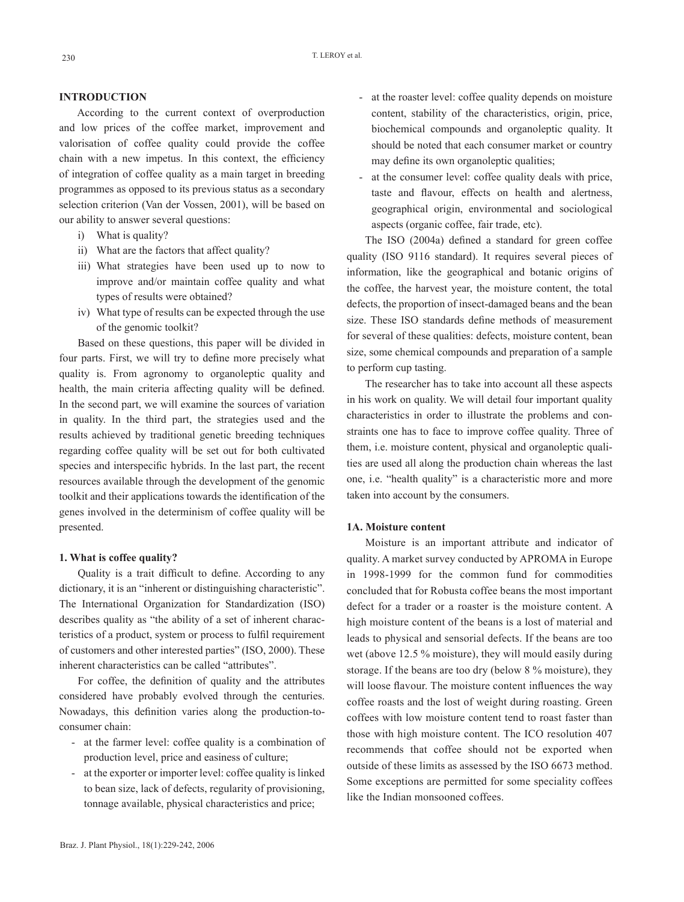## INTRODUCTION

According to the current context of overproduction and low prices of the coffee market, improvement and valorisation of coffee quality could provide the coffee chain with a new impetus. In this context, the efficiency of integration of coffee quality as a main target in breeding programmes as opposed to its previous status as a secondary selection criterion (Van der Vossen, 2001), will be based on our ability to answer several questions:

i) What is quality?
ii) What are the factors that affect quality?
iii) What strategies have been used up to now to improve and/or maintain coffee quality and what types of results were obtained?
iv) What type of results can be expected through the use of the genomic toolkit?

Based on these questions, this paper will be divided in four parts. First, we will try to define more precisely what quality is. From agronomy to organoleptic quality and health, the main criteria affecting quality will be defined. In the second part, we will examine the sources of variation in quality. In the third part, the strategies used and the results achieved by traditional genetic breeding techniques regarding coffee quality will be set out for both cultivated species and interspecific hybrids. In the last part, the recent resources available through the development of the genomic toolkit and their applications towards the identification of the genes involved in the determinism of coffee quality will be presented.

## 1. What is coffee quality?

Quality is a trait difficult to define. According to any dictionary, it is an "inherent or distinguishing characteristic". The International Organization for Standardization (ISO) describes quality as "the ability of a set of inherent characteristics of a product, system or process to fulfil requirement of customers and other interested parties" (ISO, 2000). These inherent characteristics can be called "attributes".

For coffee, the definition of quality and the attributes considered have probably evolved through the centuries. Nowadays, this definition varies along the production-to-consumer chain:

- at the farmer level: coffee quality is a combination of production level, price and easiness of culture;
- at the exporter or importer level: coffee quality is linked to bean size, lack of defects, regularity of provisioning, tonnage available, physical characteristics and price;
- at the roaster level: coffee quality depends on moisture content, stability of the characteristics, origin, price, biochemical compounds and organoleptic quality. It should be noted that each consumer market or country may define its own organoleptic qualities;
- at the consumer level: coffee quality deals with price, taste and flavour, effects on health and alertness, geographical origin, environmental and sociological aspects (organic coffee, fair trade, etc).

The ISO (2004a) defined a standard for green coffee quality (ISO 9116 standard). It requires several pieces of information, like the geographical and botanic origins of the coffee, the harvest year, the moisture content, the total defects, the proportion of insect-damaged beans and the bean size. These ISO standards define methods of measurement for several of these qualities: defects, moisture content, bean size, some chemical compounds and preparation of a sample to perform cup tasting.

The researcher has to take into account all these aspects in his work on quality. We will detail four important quality characteristics in order to illustrate the problems and constraints one has to face to improve coffee quality. Three of them, i.e. moisture content, physical and organoleptic qualities are used all along the production chain whereas the last one, i.e. "health quality" is a characteristic more and more taken into account by the consumers.

### 1A. Moisture content

Moisture is an important attribute and indicator of quality. A market survey conducted by APROMA in Europe in 1998-1999 for the common fund for commodities concluded that for Robusta coffee beans the most important defect for a trader or a roaster is the moisture content. A high moisture content of the beans is a lost of material and leads to physical and sensorial defects. If the beans are too wet (above 12.5 % moisture), they will mould easily during storage. If the beans are too dry (below 8 % moisture), they will loose flavour. The moisture content influences the way coffee roasts and the lost of weight during roasting. Green coffees with low moisture content tend to roast faster than those with high moisture content. The ICO resolution 407 recommends that coffee should not be exported when outside of these limits as assessed by the ISO 6673 method. Some exceptions are permitted for some speciality coffees like the Indian monsooned coffees.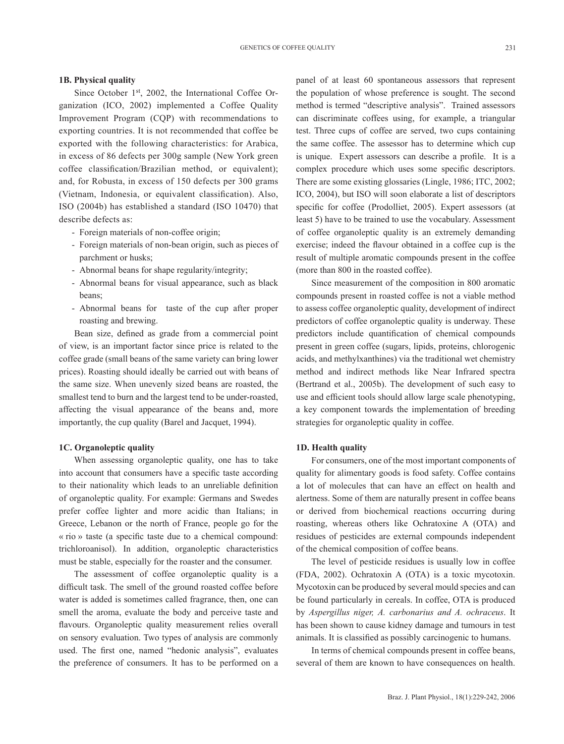### 1B. Physical quality

Since October 1st, 2002, the International Coffee Organization (ICO, 2002) implemented a Coffee Quality Improvement Program (CQP) with recommendations to exporting countries. It is not recommended that coffee be exported with the following characteristics: for Arabica, in excess of 86 defects per 300g sample (New York green coffee classification/Brazilian method, or equivalent); and, for Robusta, in excess of 150 defects per 300 grams (Vietnam, Indonesia, or equivalent classification). Also, ISO (2004b) has established a standard (ISO 10470) that describe defects as:

- Foreign materials of non-coffee origin;
- Foreign materials of non-bean origin, such as pieces of parchment or husks;
- Abnormal beans for shape regularity/integrity;
- Abnormal beans for visual appearance, such as black beans;
- Abnormal beans for taste of the cup after proper roasting and brewing.

Bean size, defined as grade from a commercial point of view, is an important factor since price is related to the coffee grade (small beans of the same variety can bring lower prices). Roasting should ideally be carried out with beans of the same size. When unevenly sized beans are roasted, the smallest tend to burn and the largest tend to be under-roasted, affecting the visual appearance of the beans and, more importantly, the cup quality (Barel and Jacquet, 1994).

### 1C. Organoleptic quality

When assessing organoleptic quality, one has to take into account that consumers have a specific taste according to their nationality which leads to an unreliable definition of organoleptic quality. For example: Germans and Swedes prefer coffee lighter and more acidic than Italians; in Greece, Lebanon or the north of France, people go for the « rio » taste (a specific taste due to a chemical compound: trichloroanisol). In addition, organoleptic characteristics must be stable, especially for the roaster and the consumer.

The assessment of coffee organoleptic quality is a difficult task. The smell of the ground roasted coffee before water is added is sometimes called fragrance, then, one can smell the aroma, evaluate the body and perceive taste and flavours. Organoleptic quality measurement relies overall on sensory evaluation. Two types of analysis are commonly used. The first one, named "hedonic analysis", evaluates the preference of consumers. It has to be performed on a panel of at least 60 spontaneous assessors that represent the population of whose preference is sought. The second method is termed "descriptive analysis". Trained assessors can discriminate coffees using, for example, a triangular test. Three cups of coffee are served, two cups containing the same coffee. The assessor has to determine which cup is unique. Expert assessors can describe a profile. It is a complex procedure which uses some specific descriptors. There are some existing glossaries (Lingle, 1986; ITC, 2002; ICO, 2004), but ISO will soon elaborate a list of descriptors specific for coffee (Prodolliet, 2005). Expert assessors (at least 5) have to be trained to use the vocabulary. Assessment of coffee organoleptic quality is an extremely demanding exercise; indeed the flavour obtained in a coffee cup is the result of multiple aromatic compounds present in the coffee (more than 800 in the roasted coffee).

Since measurement of the composition in 800 aromatic compounds present in roasted coffee is not a viable method to assess coffee organoleptic quality, development of indirect predictors of coffee organoleptic quality is underway. These predictors include quantification of chemical compounds present in green coffee (sugars, lipids, proteins, chlorogenic acids, and methylxanthines) via the traditional wet chemistry method and indirect methods like Near Infrared spectra (Bertrand et al., 2005b). The development of such easy to use and efficient tools should allow large scale phenotyping, a key component towards the implementation of breeding strategies for organoleptic quality in coffee.

### 1D. Health quality

For consumers, one of the most important components of quality for alimentary goods is food safety. Coffee contains a lot of molecules that can have an effect on health and alertness. Some of them are naturally present in coffee beans or derived from biochemical reactions occurring during roasting, whereas others like Ochratoxine A (OTA) and residues of pesticides are external compounds independent of the chemical composition of coffee beans.

The level of pesticide residues is usually low in coffee (FDA, 2002). Ochratoxin A (OTA) is a toxic mycotoxin. Mycotoxin can be produced by several mould species and can be found particularly in cereals. In coffee, OTA is produced by *Aspergillus niger, A. carbonarius and A. ochraceus*. It has been shown to cause kidney damage and tumours in test animals. It is classified as possibly carcinogenic to humans.

In terms of chemical compounds present in coffee beans, several of them are known to have consequences on health.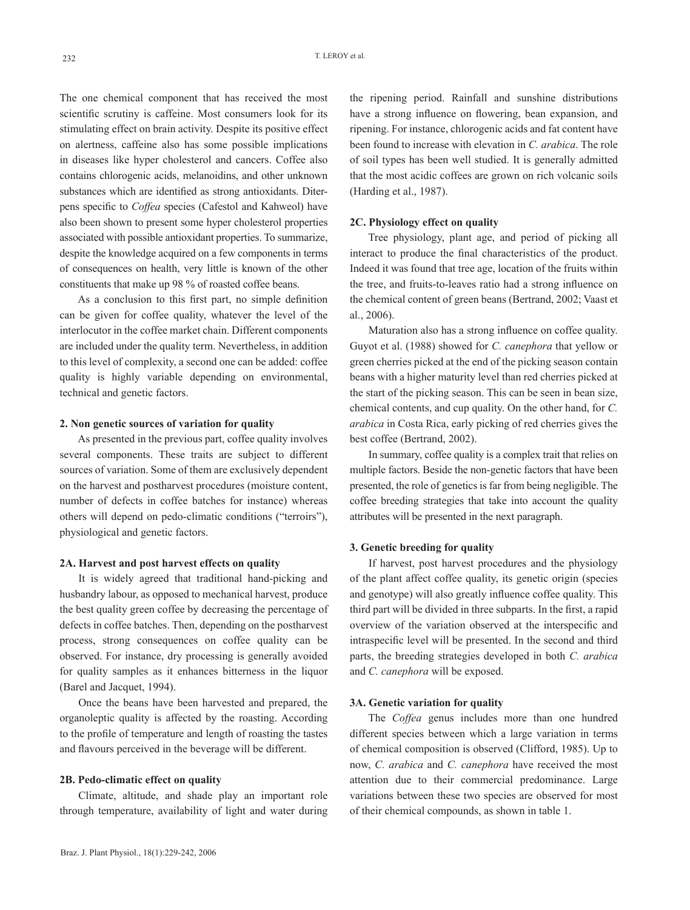The one chemical component that has received the most scientific scrutiny is caffeine. Most consumers look for its stimulating effect on brain activity. Despite its positive effect on alertness, caffeine also has some possible implications in diseases like hyper cholesterol and cancers. Coffee also contains chlorogenic acids, melanoidins, and other unknown substances which are identified as strong antioxidants. Diterpens specific to *Coffea* species (Cafestol and Kahweol) have also been shown to present some hyper cholesterol properties associated with possible antioxidant properties. To summarize, despite the knowledge acquired on a few components in terms of consequences on health, very little is known of the other constituents that make up 98 % of roasted coffee beans.

As a conclusion to this first part, no simple definition can be given for coffee quality, whatever the level of the interlocutor in the coffee market chain. Different components are included under the quality term. Nevertheless, in addition to this level of complexity, a second one can be added: coffee quality is highly variable depending on environmental, technical and genetic factors.

## 2. Non genetic sources of variation for quality

As presented in the previous part, coffee quality involves several components. These traits are subject to different sources of variation. Some of them are exclusively dependent on the harvest and postharvest procedures (moisture content, number of defects in coffee batches for instance) whereas others will depend on pedo-climatic conditions ("terroirs"), physiological and genetic factors.

### 2A. Harvest and post harvest effects on quality

It is widely agreed that traditional hand-picking and husbandry labour, as opposed to mechanical harvest, produce the best quality green coffee by decreasing the percentage of defects in coffee batches. Then, depending on the postharvest process, strong consequences on coffee quality can be observed. For instance, dry processing is generally avoided for quality samples as it enhances bitterness in the liquor (Barel and Jacquet, 1994).

Once the beans have been harvested and prepared, the organoleptic quality is affected by the roasting. According to the profile of temperature and length of roasting the tastes and flavours perceived in the beverage will be different.

### 2B. Pedo-climatic effect on quality

Climate, altitude, and shade play an important role through temperature, availability of light and water during the ripening period. Rainfall and sunshine distributions have a strong influence on flowering, bean expansion, and ripening. For instance, chlorogenic acids and fat content have been found to increase with elevation in *C. arabica*. The role of soil types has been well studied. It is generally admitted that the most acidic coffees are grown on rich volcanic soils (Harding et al., 1987).

### 2C. Physiology effect on quality

Tree physiology, plant age, and period of picking all interact to produce the final characteristics of the product. Indeed it was found that tree age, location of the fruits within the tree, and fruits-to-leaves ratio had a strong influence on the chemical content of green beans (Bertrand, 2002; Vaast et al., 2006).

Maturation also has a strong influence on coffee quality. Guyot et al. (1988) showed for *C. canephora* that yellow or green cherries picked at the end of the picking season contain beans with a higher maturity level than red cherries picked at the start of the picking season. This can be seen in bean size, chemical contents, and cup quality. On the other hand, for *C. arabica* in Costa Rica, early picking of red cherries gives the best coffee (Bertrand, 2002).

In summary, coffee quality is a complex trait that relies on multiple factors. Beside the non-genetic factors that have been presented, the role of genetics is far from being negligible. The coffee breeding strategies that take into account the quality attributes will be presented in the next paragraph.

## 3. Genetic breeding for quality

If harvest, post harvest procedures and the physiology of the plant affect coffee quality, its genetic origin (species and genotype) will also greatly influence coffee quality. This third part will be divided in three subparts. In the first, a rapid overview of the variation observed at the interspecific and intraspecific level will be presented. In the second and third parts, the breeding strategies developed in both *C. arabica* and *C. canephora* will be exposed.

### 3A. Genetic variation for quality

The *Coffea* genus includes more than one hundred different species between which a large variation in terms of chemical composition is observed (Clifford, 1985). Up to now, *C. arabica* and *C. canephora* have received the most attention due to their commercial predominance. Large variations between these two species are observed for most of their chemical compounds, as shown in table 1.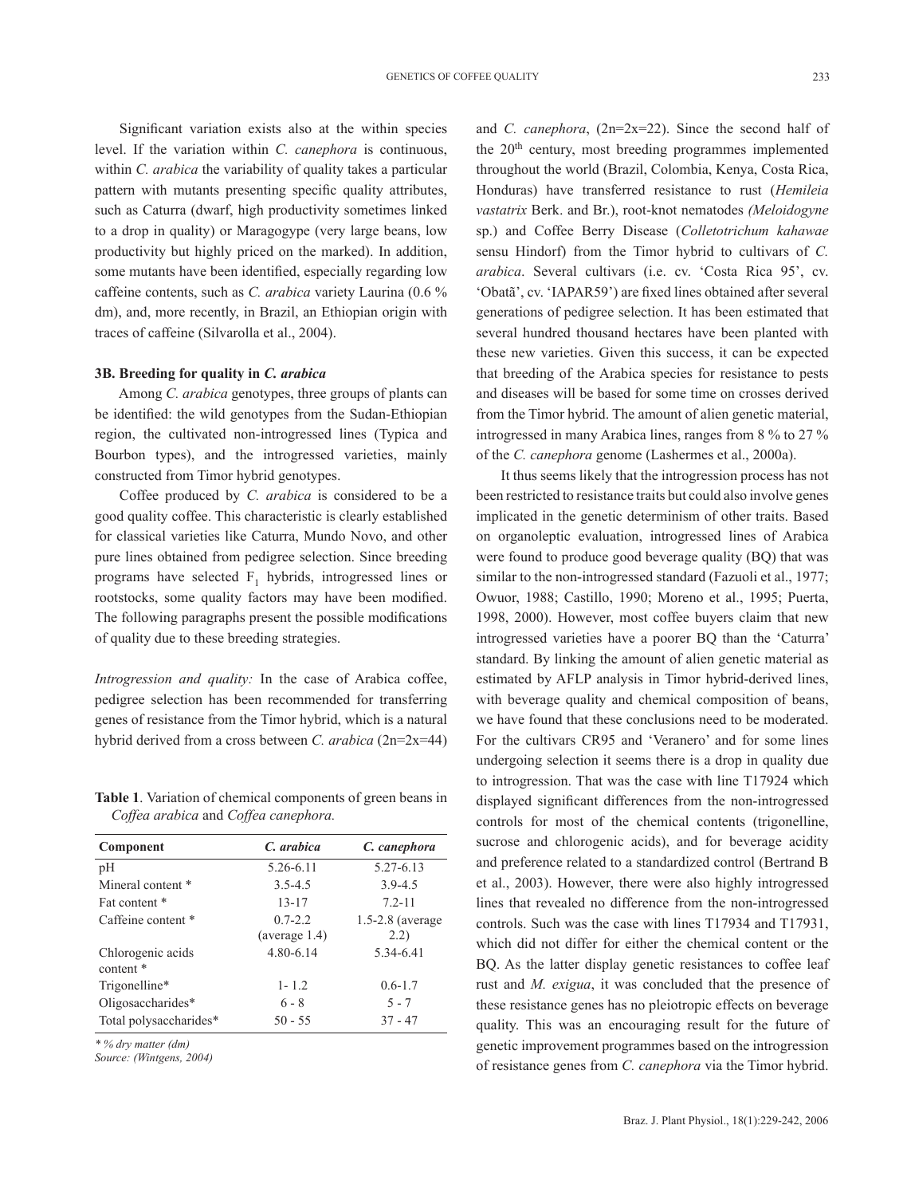Significant variation exists also at the within species level. If the variation within *C. canephora* is continuous, within *C. arabica* the variability of quality takes a particular pattern with mutants presenting specific quality attributes, such as Caturra (dwarf, high productivity sometimes linked to a drop in quality) or Maragogype (very large beans, low productivity but highly priced on the marked). In addition, some mutants have been identified, especially regarding low caffeine contents, such as *C. arabica* variety Laurina (0.6 % dm), and, more recently, in Brazil, an Ethiopian origin with traces of caffeine (Silvarolla et al., 2004).

### 3B. Breeding for quality in *C. arabica*

Among *C. arabica* genotypes, three groups of plants can be identified: the wild genotypes from the Sudan-Ethiopian region, the cultivated non-introgressed lines (Typica and Bourbon types), and the introgressed varieties, mainly constructed from Timor hybrid genotypes.

Coffee produced by *C. arabica* is considered to be a good quality coffee. This characteristic is clearly established for classical varieties like Caturra, Mundo Novo, and other pure lines obtained from pedigree selection. Since breeding programs have selected $F_1$ hybrids, introgressed lines or rootstocks, some quality factors may have been modified. The following paragraphs present the possible modifications of quality due to these breeding strategies.

*Introgression and quality:* In the case of Arabica coffee, pedigree selection has been recommended for transferring genes of resistance from the Timor hybrid, which is a natural hybrid derived from a cross between *C. arabica* (2n=2x=44) and *C. canephora*, (2n=2x=22). Since the second half of the 20[th] century, most breeding programmes implemented throughout the world (Brazil, Colombia, Kenya, Costa Rica, Honduras) have transferred resistance to rust (*Hemileia vastatrix* Berk. and Br.), root-knot nematodes *(Meloidogyne* sp.) and Coffee Berry Disease (*Colletotrichum kahawae* sensu Hindorf) from the Timor hybrid to cultivars of *C. arabica*. Several cultivars (i.e. cv. 'Costa Rica 95', cv. 'Obatã', cv. 'IAPAR59') are fixed lines obtained after several generations of pedigree selection. It has been estimated that several hundred thousand hectares have been planted with these new varieties. Given this success, it can be expected that breeding of the Arabica species for resistance to pests and diseases will be based for some time on crosses derived from the Timor hybrid. The amount of alien genetic material, introgressed in many Arabica lines, ranges from 8 % to 27 % of the *C. canephora* genome (Lashermes et al., 2000a).

It thus seems likely that the introgression process has not been restricted to resistance traits but could also involve genes implicated in the genetic determinism of other traits. Based on organoleptic evaluation, introgressed lines of Arabica were found to produce good beverage quality (BQ) that was similar to the non-introgressed standard (Fazuoli et al., 1977; Owuor, 1988; Castillo, 1990; Moreno et al., 1995; Puerta, 1998, 2000). However, most coffee buyers claim that new introgressed varieties have a poorer BQ than the 'Caturra' standard. By linking the amount of alien genetic material as estimated by AFLP analysis in Timor hybrid-derived lines, with beverage quality and chemical composition of beans, we have found that these conclusions need to be moderated. For the cultivars CR95 and 'Veranero' and for some lines undergoing selection it seems there is a drop in quality due to introgression. That was the case with line T17924 which displayed significant differences from the non-introgressed controls for most of the chemical contents (trigonelline, sucrose and chlorogenic acids), and for beverage acidity and preference related to a standardized control (Bertrand B et al., 2003). However, there were also highly introgressed lines that revealed no difference from the non-introgressed controls. Such was the case with lines T17934 and T17931, which did not differ for either the chemical content or the BQ. As the latter display genetic resistances to coffee leaf rust and *M. exigua*, it was concluded that the presence of these resistance genes has no pleiotropic effects on beverage quality. This was an encouraging result for the future of genetic improvement programmes based on the introgression of resistance genes from *C. canephora* via the Timor hybrid.

**Table 1**. Variation of chemical components of green beans in *Coffea arabica* and *Coffea canephora.*

| Component | *C. arabica* | *C. canephora* |
|---|---|---|
| pH | 5.26-6.11 | 5.27-6.13 |
| Mineral content * | 3.5-4.5 | 3.9-4.5 |
| Fat content * | 13-17 | 7.2-11 |
| Caffeine content * | 0.7-2.2 (average 1.4) | 1.5-2.8 (average 2.2) |
| Chlorogenic acids content * | 4.80-6.14 | 5.34-6.41 |
| Trigonelline* | 1- 1.2 | 0.6-1.7 |
| Oligosaccharides* | 6 - 8 | 5 - 7 |
| Total polysaccharides* | 50 - 55 | 37 - 47 |

*\* % dry matter (dm)*
*Source: (Wintgens, 2004)*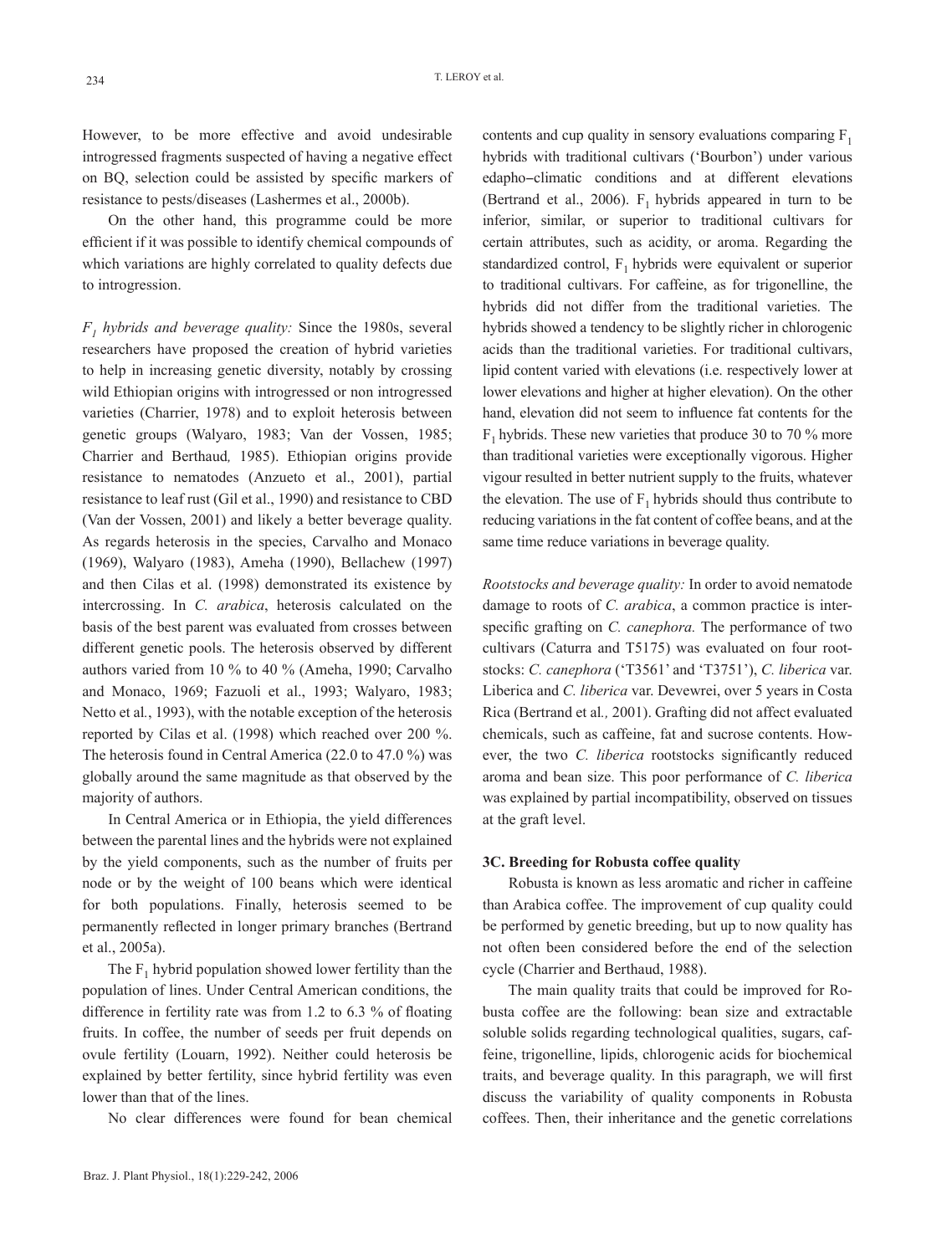However, to be more effective and avoid undesirable introgressed fragments suspected of having a negative effect on BQ, selection could be assisted by specific markers of resistance to pests/diseases (Lashermes et al., 2000b).

On the other hand, this programme could be more efficient if it was possible to identify chemical compounds of which variations are highly correlated to quality defects due to introgression.

*$F_1$ hybrids and beverage quality:* Since the 1980s, several researchers have proposed the creation of hybrid varieties to help in increasing genetic diversity, notably by crossing wild Ethiopian origins with introgressed or non introgressed varieties (Charrier, 1978) and to exploit heterosis between genetic groups (Walyaro, 1983; Van der Vossen, 1985; Charrier and Berthaud*,* 1985). Ethiopian origins provide resistance to nematodes (Anzueto et al., 2001), partial resistance to leaf rust (Gil et al., 1990) and resistance to CBD (Van der Vossen, 2001) and likely a better beverage quality. As regards heterosis in the species, Carvalho and Monaco (1969), Walyaro (1983), Ameha (1990), Bellachew (1997) and then Cilas et al. (1998) demonstrated its existence by intercrossing. In *C. arabica*, heterosis calculated on the basis of the best parent was evaluated from crosses between different genetic pools. The heterosis observed by different authors varied from 10 % to 40 % (Ameha, 1990; Carvalho and Monaco, 1969; Fazuoli et al., 1993; Walyaro, 1983; Netto et al*.*, 1993), with the notable exception of the heterosis reported by Cilas et al. (1998) which reached over 200 %. The heterosis found in Central America (22.0 to 47.0 %) was globally around the same magnitude as that observed by the majority of authors.

In Central America or in Ethiopia, the yield differences between the parental lines and the hybrids were not explained by the yield components, such as the number of fruits per node or by the weight of 100 beans which were identical for both populations. Finally, heterosis seemed to be permanently reflected in longer primary branches (Bertrand et al., 2005a).

The $F_1$ hybrid population showed lower fertility than the population of lines. Under Central American conditions, the difference in fertility rate was from 1.2 to 6.3 % of floating fruits. In coffee, the number of seeds per fruit depends on ovule fertility (Louarn, 1992). Neither could heterosis be explained by better fertility, since hybrid fertility was even lower than that of the lines.

No clear differences were found for bean chemical contents and cup quality in sensory evaluations comparing $F_1$ hybrids with traditional cultivars ('Bourbon') under various edapho-climatic conditions and at different elevations (Bertrand et al., 2006). $F_1$ hybrids appeared in turn to be inferior, similar, or superior to traditional cultivars for certain attributes, such as acidity, or aroma. Regarding the standardized control, $F_1$ hybrids were equivalent or superior to traditional cultivars. For caffeine, as for trigonelline, the hybrids did not differ from the traditional varieties. The hybrids showed a tendency to be slightly richer in chlorogenic acids than the traditional varieties. For traditional cultivars, lipid content varied with elevations (i.e. respectively lower at lower elevations and higher at higher elevation). On the other hand, elevation did not seem to influence fat contents for the $F_1$ hybrids. These new varieties that produce 30 to 70 % more than traditional varieties were exceptionally vigorous. Higher vigour resulted in better nutrient supply to the fruits, whatever the elevation. The use of $F_1$ hybrids should thus contribute to reducing variations in the fat content of coffee beans, and at the same time reduce variations in beverage quality.

*Rootstocks and beverage quality:* In order to avoid nematode damage to roots of *C. arabica*, a common practice is interspecific grafting on *C. canephora.* The performance of two cultivars (Caturra and T5175) was evaluated on four rootstocks: *C. canephora* ('T3561' and 'T3751'), *C. liberica* var. Liberica and *C. liberica* var. Devewrei, over 5 years in Costa Rica (Bertrand et al*.,* 2001). Grafting did not affect evaluated chemicals, such as caffeine, fat and sucrose contents. However, the two *C. liberica* rootstocks significantly reduced aroma and bean size. This poor performance of *C. liberica* was explained by partial incompatibility, observed on tissues at the graft level.

### 3C. Breeding for Robusta coffee quality

Robusta is known as less aromatic and richer in caffeine than Arabica coffee. The improvement of cup quality could be performed by genetic breeding, but up to now quality has not often been considered before the end of the selection cycle (Charrier and Berthaud, 1988).

The main quality traits that could be improved for Robusta coffee are the following: bean size and extractable soluble solids regarding technological qualities, sugars, caffeine, trigonelline, lipids, chlorogenic acids for biochemical traits, and beverage quality. In this paragraph, we will first discuss the variability of quality components in Robusta coffees. Then, their inheritance and the genetic correlations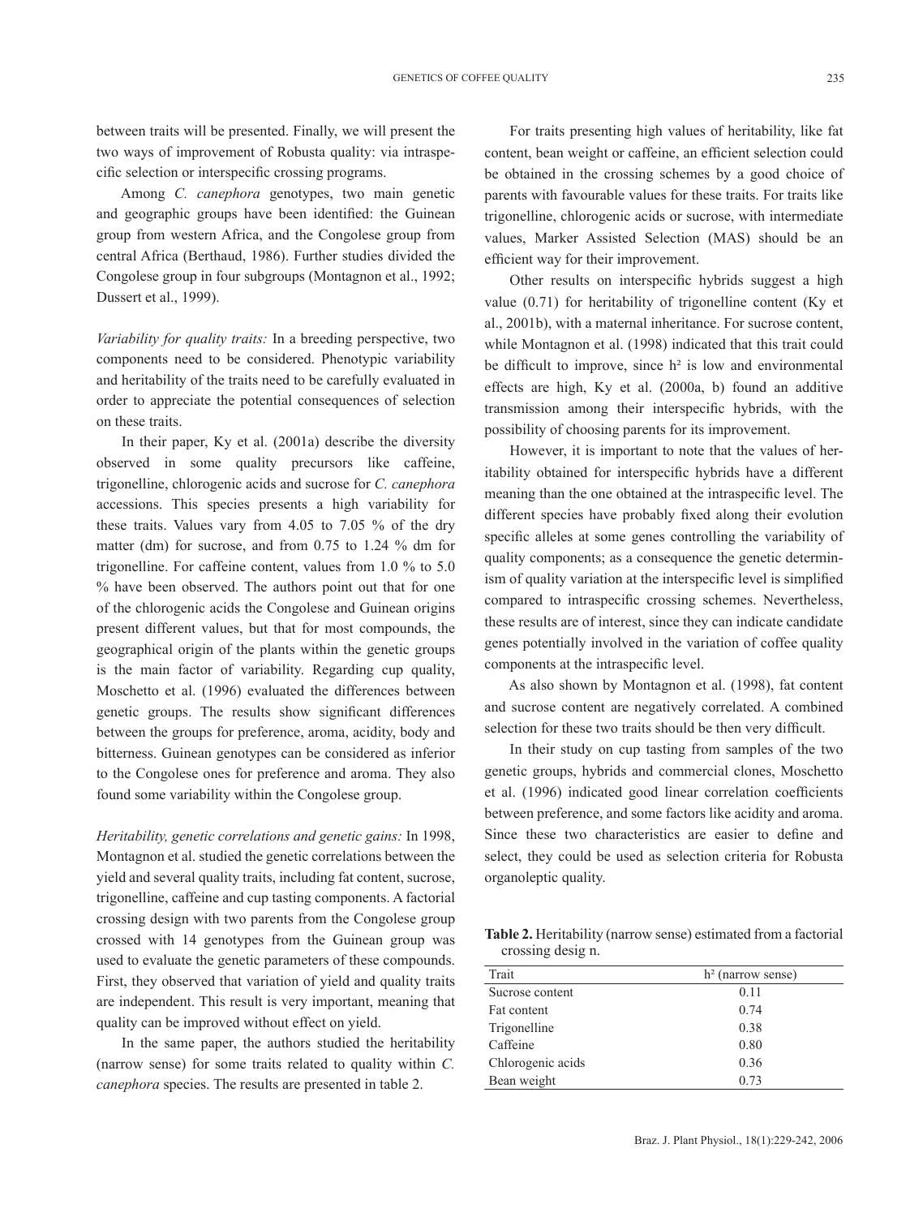between traits will be presented. Finally, we will present the two ways of improvement of Robusta quality: via intraspecific selection or interspecific crossing programs.

Among *C. canephora* genotypes, two main genetic and geographic groups have been identified: the Guinean group from western Africa, and the Congolese group from central Africa (Berthaud, 1986). Further studies divided the Congolese group in four subgroups (Montagnon et al., 1992; Dussert et al., 1999).

*Variability for quality traits:* In a breeding perspective, two components need to be considered. Phenotypic variability and heritability of the traits need to be carefully evaluated in order to appreciate the potential consequences of selection on these traits.

In their paper, Ky et al. (2001a) describe the diversity observed in some quality precursors like caffeine, trigonelline, chlorogenic acids and sucrose for *C. canephora* accessions. This species presents a high variability for these traits. Values vary from 4.05 to 7.05 % of the dry matter (dm) for sucrose, and from 0.75 to 1.24 % dm for trigonelline. For caffeine content, values from 1.0 % to 5.0 % have been observed. The authors point out that for one of the chlorogenic acids the Congolese and Guinean origins present different values, but that for most compounds, the geographical origin of the plants within the genetic groups is the main factor of variability. Regarding cup quality, Moschetto et al. (1996) evaluated the differences between genetic groups. The results show significant differences between the groups for preference, aroma, acidity, body and bitterness. Guinean genotypes can be considered as inferior to the Congolese ones for preference and aroma. They also found some variability within the Congolese group.

*Heritability, genetic correlations and genetic gains:* In 1998, Montagnon et al. studied the genetic correlations between the yield and several quality traits, including fat content, sucrose, trigonelline, caffeine and cup tasting components. A factorial crossing design with two parents from the Congolese group crossed with 14 genotypes from the Guinean group was used to evaluate the genetic parameters of these compounds. First, they observed that variation of yield and quality traits are independent. This result is very important, meaning that quality can be improved without effect on yield.

In the same paper, the authors studied the heritability (narrow sense) for some traits related to quality within *C. canephora* species. The results are presented in table 2.

For traits presenting high values of heritability, like fat content, bean weight or caffeine, an efficient selection could be obtained in the crossing schemes by a good choice of parents with favourable values for these traits. For traits like trigonelline, chlorogenic acids or sucrose, with intermediate values, Marker Assisted Selection (MAS) should be an efficient way for their improvement.

Other results on interspecific hybrids suggest a high value (0.71) for heritability of trigonelline content (Ky et al., 2001b), with a maternal inheritance. For sucrose content, while Montagnon et al. (1998) indicated that this trait could be difficult to improve, since $h^2$ is low and environmental effects are high, Ky et al. (2000a, b) found an additive transmission among their interspecific hybrids, with the possibility of choosing parents for its improvement.

However, it is important to note that the values of heritability obtained for interspecific hybrids have a different meaning than the one obtained at the intraspecific level. The different species have probably fixed along their evolution specific alleles at some genes controlling the variability of quality components; as a consequence the genetic determinism of quality variation at the interspecific level is simplified compared to intraspecific crossing schemes. Nevertheless, these results are of interest, since they can indicate candidate genes potentially involved in the variation of coffee quality components at the intraspecific level.

As also shown by Montagnon et al. (1998), fat content and sucrose content are negatively correlated. A combined selection for these two traits should be then very difficult.

In their study on cup tasting from samples of the two genetic groups, hybrids and commercial clones, Moschetto et al. (1996) indicated good linear correlation coefficients between preference, and some factors like acidity and aroma. Since these two characteristics are easier to define and select, they could be used as selection criteria for Robusta organoleptic quality.

**Table 2.** Heritability (narrow sense) estimated from a factorial crossing desig n.

| Trait | $h^2$ (narrow sense) |
|---|---|
| Sucrose content | 0.11 |
| Fat content | 0.74 |
| Trigonelline | 0.38 |
| Caffeine | 0.80 |
| Chlorogenic acids | 0.36 |
| Bean weight | 0.73 |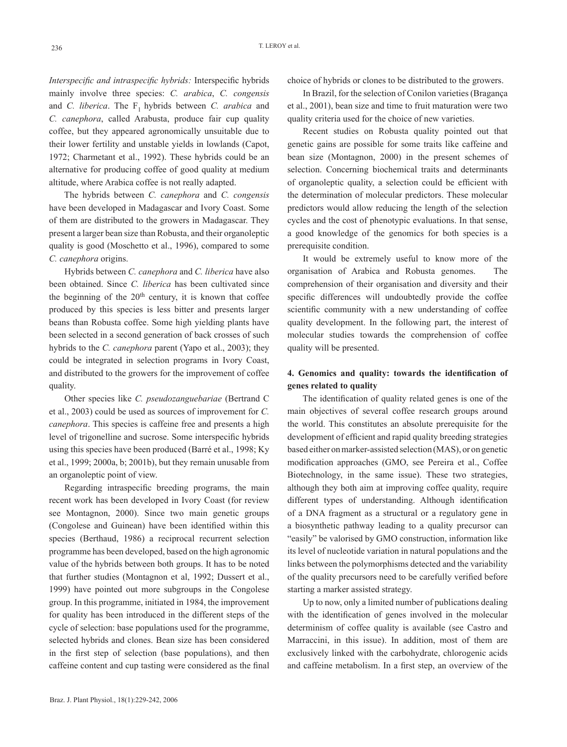*Interspecific and intraspecific hybrids:* Interspecific hybrids mainly involve three species: *C. arabica*, *C. congensis* and *C. liberica*. The $F_1$ hybrids between *C. arabica* and *C. canephora*, called Arabusta, produce fair cup quality coffee, but they appeared agronomically unsuitable due to their lower fertility and unstable yields in lowlands (Capot, 1972; Charmetant et al., 1992). These hybrids could be an alternative for producing coffee of good quality at medium altitude, where Arabica coffee is not really adapted.

The hybrids between *C. canephora* and *C. congensis* have been developed in Madagascar and Ivory Coast. Some of them are distributed to the growers in Madagascar. They present a larger bean size than Robusta, and their organoleptic quality is good (Moschetto et al., 1996), compared to some *C. canephora* origins.

Hybrids between *C. canephora* and *C. liberica* have also been obtained. Since *C. liberica* has been cultivated since the beginning of the 20th century, it is known that coffee produced by this species is less bitter and presents larger beans than Robusta coffee. Some high yielding plants have been selected in a second generation of back crosses of such hybrids to the *C. canephora* parent (Yapo et al., 2003); they could be integrated in selection programs in Ivory Coast, and distributed to the growers for the improvement of coffee quality.

Other species like *C. pseudozanguebariae* (Bertrand C et al., 2003) could be used as sources of improvement for *C. canephora*. This species is caffeine free and presents a high level of trigonelline and sucrose. Some interspecific hybrids using this species have been produced (Barré et al., 1998; Ky et al., 1999; 2000a, b; 2001b), but they remain unusable from an organoleptic point of view.

Regarding intraspecific breeding programs, the main recent work has been developed in Ivory Coast (for review see Montagnon, 2000). Since two main genetic groups (Congolese and Guinean) have been identified within this species (Berthaud, 1986) a reciprocal recurrent selection programme has been developed, based on the high agronomic value of the hybrids between both groups. It has to be noted that further studies (Montagnon et al, 1992; Dussert et al., 1999) have pointed out more subgroups in the Congolese group. In this programme, initiated in 1984, the improvement for quality has been introduced in the different steps of the cycle of selection: base populations used for the programme, selected hybrids and clones. Bean size has been considered in the first step of selection (base populations), and then caffeine content and cup tasting were considered as the final choice of hybrids or clones to be distributed to the growers.

In Brazil, for the selection of Conilon varieties (Bragança et al., 2001), bean size and time to fruit maturation were two quality criteria used for the choice of new varieties.

Recent studies on Robusta quality pointed out that genetic gains are possible for some traits like caffeine and bean size (Montagnon, 2000) in the present schemes of selection. Concerning biochemical traits and determinants of organoleptic quality, a selection could be efficient with the determination of molecular predictors. These molecular predictors would allow reducing the length of the selection cycles and the cost of phenotypic evaluations. In that sense, a good knowledge of the genomics for both species is a prerequisite condition.

It would be extremely useful to know more of the organisation of Arabica and Robusta genomes. The comprehension of their organisation and diversity and their specific differences will undoubtedly provide the coffee scientific community with a new understanding of coffee quality development. In the following part, the interest of molecular studies towards the comprehension of coffee quality will be presented.

## 4. Genomics and quality: towards the identification of genes related to quality

The identification of quality related genes is one of the main objectives of several coffee research groups around the world. This constitutes an absolute prerequisite for the development of efficient and rapid quality breeding strategies based either on marker-assisted selection (MAS), or on genetic modification approaches (GMO, see Pereira et al., Coffee Biotechnology, in the same issue). These two strategies, although they both aim at improving coffee quality, require different types of understanding. Although identification of a DNA fragment as a structural or a regulatory gene in a biosynthetic pathway leading to a quality precursor can "easily" be valorised by GMO construction, information like its level of nucleotide variation in natural populations and the links between the polymorphisms detected and the variability of the quality precursors need to be carefully verified before starting a marker assisted strategy.

Up to now, only a limited number of publications dealing with the identification of genes involved in the molecular determinism of coffee quality is available (see Castro and Marraccini, in this issue). In addition, most of them are exclusively linked with the carbohydrate, chlorogenic acids and caffeine metabolism. In a first step, an overview of the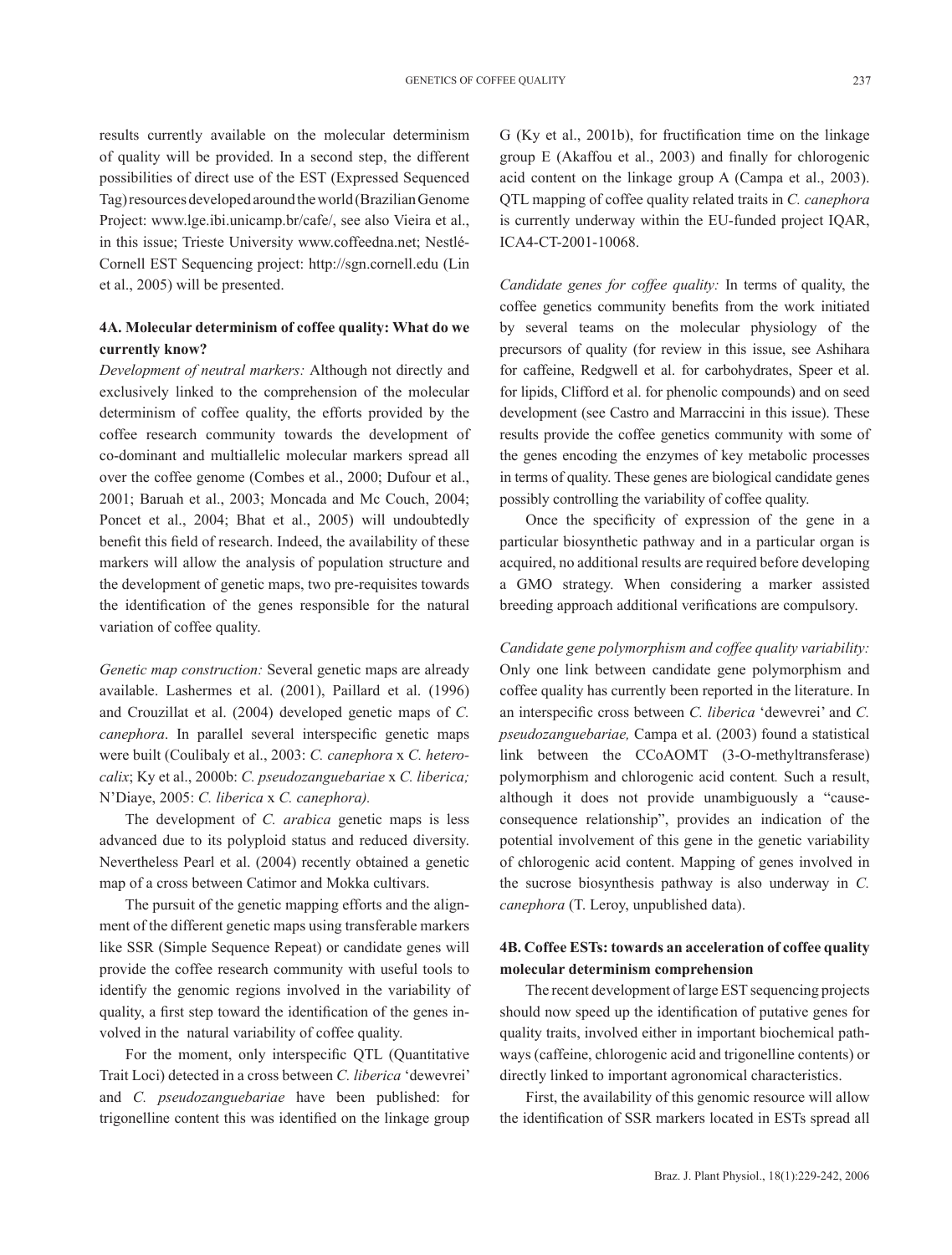results currently available on the molecular determinism of quality will be provided. In a second step, the different possibilities of direct use of the EST (Expressed Sequenced Tag) resources developed around the world (Brazilian Genome Project: www.lge.ibi.unicamp.br/cafe/, see also Vieira et al., in this issue; Trieste University www.coffeedna.net; Nestlé-Cornell EST Sequencing project: http://sgn.cornell.edu (Lin et al., 2005) will be presented.

## 4A. Molecular determinism of coffee quality: What do we currently know?

*Development of neutral markers:* Although not directly and exclusively linked to the comprehension of the molecular determinism of coffee quality, the efforts provided by the coffee research community towards the development of co-dominant and multiallelic molecular markers spread all over the coffee genome (Combes et al., 2000; Dufour et al., 2001; Baruah et al., 2003; Moncada and Mc Couch, 2004; Poncet et al., 2004; Bhat et al., 2005) will undoubtedly benefit this field of research. Indeed, the availability of these markers will allow the analysis of population structure and the development of genetic maps, two pre-requisites towards the identification of the genes responsible for the natural variation of coffee quality.

*Genetic map construction:* Several genetic maps are already available. Lashermes et al. (2001), Paillard et al. (1996) and Crouzillat et al. (2004) developed genetic maps of *C. canephora*. In parallel several interspecific genetic maps were built (Coulibaly et al., 2003: *C. canephora* x *C. heterocalix*; Ky et al., 2000b: *C. pseudozanguebariae* x *C. liberica;* N'Diaye, 2005: *C. liberica* x *C. canephora).*

The development of *C. arabica* genetic maps is less advanced due to its polyploid status and reduced diversity. Nevertheless Pearl et al. (2004) recently obtained a genetic map of a cross between Catimor and Mokka cultivars.

The pursuit of the genetic mapping efforts and the alignment of the different genetic maps using transferable markers like SSR (Simple Sequence Repeat) or candidate genes will provide the coffee research community with useful tools to identify the genomic regions involved in the variability of quality, a first step toward the identification of the genes involved in the natural variability of coffee quality.

For the moment, only interspecific QTL (Quantitative Trait Loci) detected in a cross between *C. liberica* 'dewevrei' and *C. pseudozanguebariae* have been published: for trigonelline content this was identified on the linkage group G (Ky et al., 2001b), for fructification time on the linkage group E (Akaffou et al., 2003) and finally for chlorogenic acid content on the linkage group A (Campa et al., 2003). QTL mapping of coffee quality related traits in *C. canephora* is currently underway within the EU-funded project IQAR, ICA4-CT-2001-10068.

*Candidate genes for coffee quality:* In terms of quality, the coffee genetics community benefits from the work initiated by several teams on the molecular physiology of the precursors of quality (for review in this issue, see Ashihara for caffeine, Redgwell et al. for carbohydrates, Speer et al. for lipids, Clifford et al. for phenolic compounds) and on seed development (see Castro and Marraccini in this issue). These results provide the coffee genetics community with some of the genes encoding the enzymes of key metabolic processes in terms of quality. These genes are biological candidate genes possibly controlling the variability of coffee quality.

Once the specificity of expression of the gene in a particular biosynthetic pathway and in a particular organ is acquired, no additional results are required before developing a GMO strategy. When considering a marker assisted breeding approach additional verifications are compulsory.

*Candidate gene polymorphism and coffee quality variability:* Only one link between candidate gene polymorphism and coffee quality has currently been reported in the literature. In an interspecific cross between *C. liberica* 'dewevrei' and *C. pseudozanguebariae,* Campa et al. (2003) found a statistical link between the CCoAOMT (3-O-methyltransferase) polymorphism and chlorogenic acid content*.* Such a result, although it does not provide unambiguously a "cause-consequence relationship", provides an indication of the potential involvement of this gene in the genetic variability of chlorogenic acid content. Mapping of genes involved in the sucrose biosynthesis pathway is also underway in *C. canephora* (T. Leroy, unpublished data).

## 4B. Coffee ESTs: towards an acceleration of coffee quality molecular determinism comprehension

The recent development of large EST sequencing projects should now speed up the identification of putative genes for quality traits, involved either in important biochemical pathways (caffeine, chlorogenic acid and trigonelline contents) or directly linked to important agronomical characteristics.

First, the availability of this genomic resource will allow the identification of SSR markers located in ESTs spread all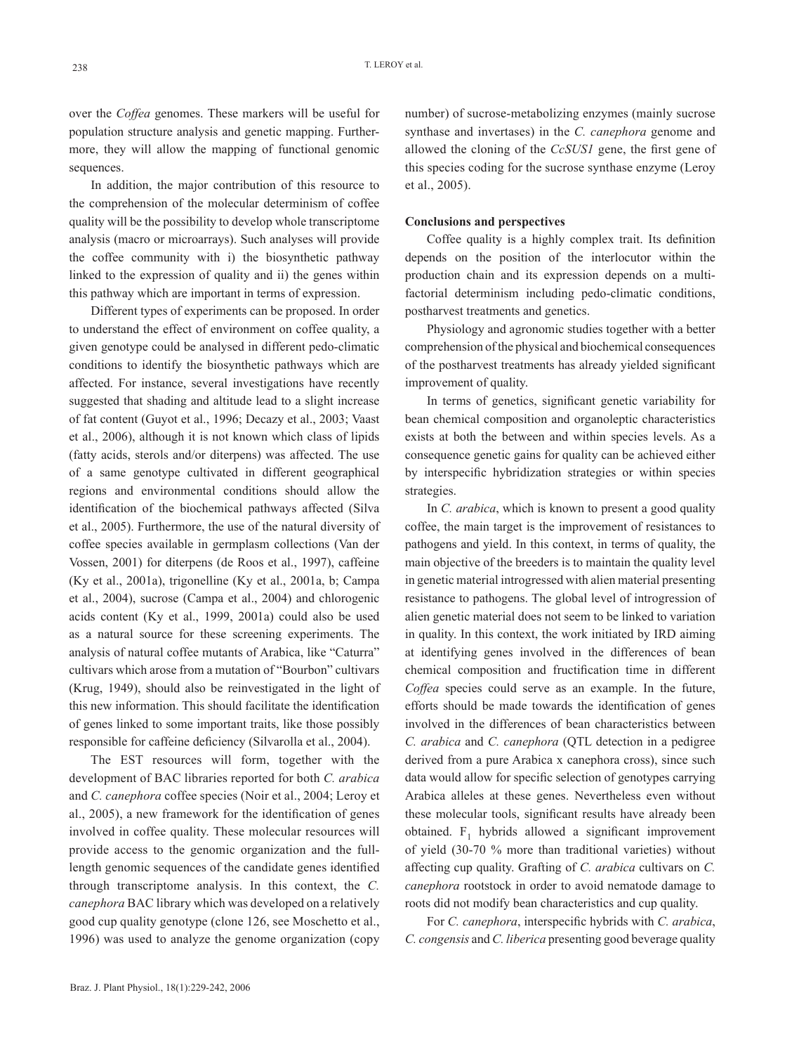over the *Coffea* genomes. These markers will be useful for population structure analysis and genetic mapping. Furthermore, they will allow the mapping of functional genomic sequences.

In addition, the major contribution of this resource to the comprehension of the molecular determinism of coffee quality will be the possibility to develop whole transcriptome analysis (macro or microarrays). Such analyses will provide the coffee community with i) the biosynthetic pathway linked to the expression of quality and ii) the genes within this pathway which are important in terms of expression.

Different types of experiments can be proposed. In order to understand the effect of environment on coffee quality, a given genotype could be analysed in different pedo-climatic conditions to identify the biosynthetic pathways which are affected. For instance, several investigations have recently suggested that shading and altitude lead to a slight increase of fat content (Guyot et al., 1996; Decazy et al., 2003; Vaast et al., 2006), although it is not known which class of lipids (fatty acids, sterols and/or diterpens) was affected. The use of a same genotype cultivated in different geographical regions and environmental conditions should allow the identification of the biochemical pathways affected (Silva et al., 2005). Furthermore, the use of the natural diversity of coffee species available in germplasm collections (Van der Vossen, 2001) for diterpens (de Roos et al., 1997), caffeine (Ky et al., 2001a), trigonelline (Ky et al., 2001a, b; Campa et al., 2004), sucrose (Campa et al., 2004) and chlorogenic acids content (Ky et al., 1999, 2001a) could also be used as a natural source for these screening experiments. The analysis of natural coffee mutants of Arabica, like "Caturra" cultivars which arose from a mutation of "Bourbon" cultivars (Krug, 1949), should also be reinvestigated in the light of this new information. This should facilitate the identification of genes linked to some important traits, like those possibly responsible for caffeine deficiency (Silvarolla et al., 2004).

The EST resources will form, together with the development of BAC libraries reported for both *C. arabica* and *C. canephora* coffee species (Noir et al., 2004; Leroy et al., 2005), a new framework for the identification of genes involved in coffee quality. These molecular resources will provide access to the genomic organization and the full-length genomic sequences of the candidate genes identified through transcriptome analysis. In this context, the *C. canephora* BAC library which was developed on a relatively good cup quality genotype (clone 126, see Moschetto et al., 1996) was used to analyze the genome organization (copy number) of sucrose-metabolizing enzymes (mainly sucrose synthase and invertases) in the *C. canephora* genome and allowed the cloning of the *CcSUS1* gene, the first gene of this species coding for the sucrose synthase enzyme (Leroy et al., 2005).

## Conclusions and perspectives

Coffee quality is a highly complex trait. Its definition depends on the position of the interlocutor within the production chain and its expression depends on a multifactorial determinism including pedo-climatic conditions, postharvest treatments and genetics.

Physiology and agronomic studies together with a better comprehension of the physical and biochemical consequences of the postharvest treatments has already yielded significant improvement of quality.

In terms of genetics, significant genetic variability for bean chemical composition and organoleptic characteristics exists at both the between and within species levels. As a consequence genetic gains for quality can be achieved either by interspecific hybridization strategies or within species strategies.

In *C. arabica*, which is known to present a good quality coffee, the main target is the improvement of resistances to pathogens and yield. In this context, in terms of quality, the main objective of the breeders is to maintain the quality level in genetic material introgressed with alien material presenting resistance to pathogens. The global level of introgression of alien genetic material does not seem to be linked to variation in quality. In this context, the work initiated by IRD aiming at identifying genes involved in the differences of bean chemical composition and fructification time in different *Coffea* species could serve as an example. In the future, efforts should be made towards the identification of genes involved in the differences of bean characteristics between *C. arabica* and *C. canephora* (QTL detection in a pedigree derived from a pure Arabica x canephora cross), since such data would allow for specific selection of genotypes carrying Arabica alleles at these genes. Nevertheless even without these molecular tools, significant results have already been obtained. $F_1$ hybrids allowed a significant improvement of yield (30-70 % more than traditional varieties) without affecting cup quality. Grafting of *C. arabica* cultivars on *C. canephora* rootstock in order to avoid nematode damage to roots did not modify bean characteristics and cup quality.

For *C. canephora*, interspecific hybrids with *C. arabica*, *C. congensis* and *C. liberica* presenting good beverage quality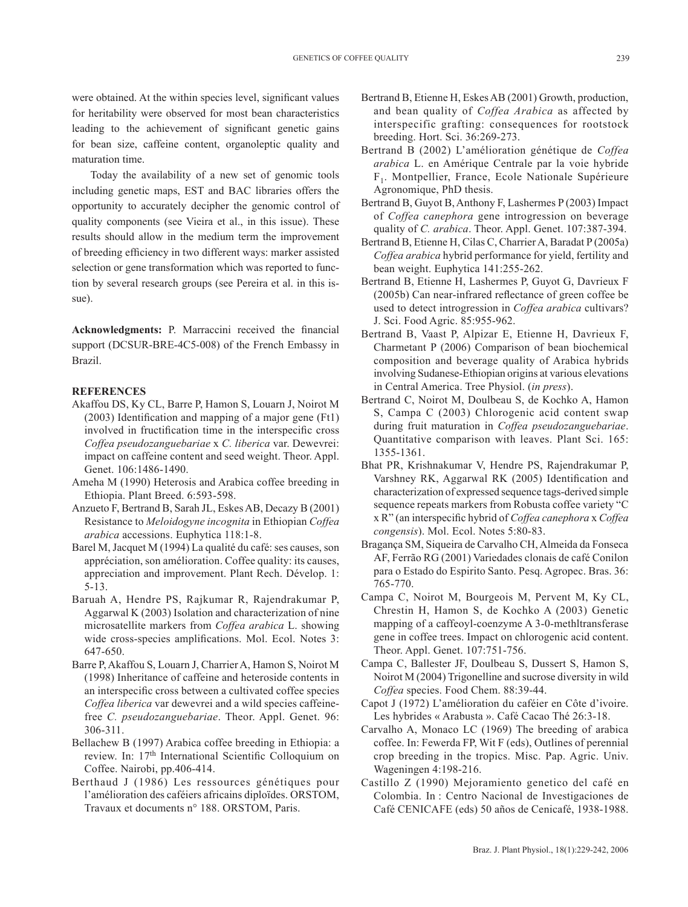were obtained. At the within species level, significant values for heritability were observed for most bean characteristics leading to the achievement of significant genetic gains for bean size, caffeine content, organoleptic quality and maturation time.

Today the availability of a new set of genomic tools including genetic maps, EST and BAC libraries offers the opportunity to accurately decipher the genomic control of quality components (see Vieira et al., in this issue). These results should allow in the medium term the improvement of breeding efficiency in two different ways: marker assisted selection or gene transformation which was reported to function by several research groups (see Pereira et al. in this issue).

**Acknowledgments:** P. Marraccini received the financial support (DCSUR-BRE-4C5-008) of the French Embassy in Brazil.

## REFERENCES

Akaffou DS, Ky CL, Barre P, Hamon S, Louarn J, Noirot M (2003) Identification and mapping of a major gene (Ft1) involved in fructification time in the interspecific cross *Coffea pseudozanguebariae* x *C. liberica* var. Dewevrei: impact on caffeine content and seed weight. Theor. Appl. Genet. 106:1486-1490.

Ameha M (1990) Heterosis and Arabica coffee breeding in Ethiopia. Plant Breed. 6:593-598.

Anzueto F, Bertrand B, Sarah JL, Eskes AB, Decazy B (2001) Resistance to *Meloidogyne incognita* in Ethiopian *Coffea arabica* accessions. Euphytica 118:1-8.

Barel M, Jacquet M (1994) La qualité du café: ses causes, son appréciation, son amélioration. Coffee quality: its causes, appreciation and improvement. Plant Rech. Dévelop. 1: 5-13.

Baruah A, Hendre PS, Rajkumar R, Rajendrakumar P, Aggarwal K (2003) Isolation and characterization of nine microsatellite markers from *Coffea arabica* L. showing wide cross-species amplifications. Mol. Ecol. Notes 3: 647-650.

Barre P, Akaffou S, Louarn J, Charrier A, Hamon S, Noirot M (1998) Inheritance of caffeine and heteroside contents in an interspecific cross between a cultivated coffee species *Coffea liberica* var dewevrei and a wild species caffeine-free *C. pseudozanguebariae*. Theor. Appl. Genet. 96: 306-311.

Bellachew B (1997) Arabica coffee breeding in Ethiopia: a review. In: 17th International Scientific Colloquium on Coffee. Nairobi, pp.406-414.

Berthaud J (1986) Les ressources génétiques pour l'amélioration des caféiers africains diploïdes. ORSTOM, Travaux et documents n° 188. ORSTOM, Paris.

Bertrand B, Etienne H, Eskes AB (2001) Growth, production, and bean quality of *Coffea Arabica* as affected by interspecific grafting: consequences for rootstock breeding. Hort. Sci. 36:269-273.

Bertrand B (2002) L'amélioration génétique de *Coffea arabica* L. en Amérique Centrale par la voie hybride $F_1$. Montpellier, France, Ecole Nationale Supérieure Agronomique, PhD thesis.

Bertrand B, Guyot B, Anthony F, Lashermes P (2003) Impact of *Coffea canephora* gene introgression on beverage quality of *C. arabica*. Theor. Appl. Genet. 107:387-394.

Bertrand B, Etienne H, Cilas C, Charrier A, Baradat P (2005a) *Coffea arabica* hybrid performance for yield, fertility and bean weight. Euphytica 141:255-262.

Bertrand B, Etienne H, Lashermes P, Guyot G, Davrieux F (2005b) Can near-infrared reflectance of green coffee be used to detect introgression in *Coffea arabica* cultivars? J. Sci. Food Agric. 85:955-962.

Bertrand B, Vaast P, Alpizar E, Etienne H, Davrieux F, Charmetant P (2006) Comparison of bean biochemical composition and beverage quality of Arabica hybrids involving Sudanese-Ethiopian origins at various elevations in Central America. Tree Physiol. (*in press*).

Bertrand C, Noirot M, Doulbeau S, de Kochko A, Hamon S, Campa C (2003) Chlorogenic acid content swap during fruit maturation in *Coffea pseudozanguebariae*. Quantitative comparison with leaves. Plant Sci. 165: 1355-1361.

Bhat PR, Krishnakumar V, Hendre PS, Rajendrakumar P, Varshney RK, Aggarwal RK (2005) Identification and characterization of expressed sequence tags-derived simple sequence repeats markers from Robusta coffee variety "C x R" (an interspecific hybrid of *Coffea canephora* x *Coffea congensis*). Mol. Ecol. Notes 5:80-83.

Bragança SM, Siqueira de Carvalho CH, Almeida da Fonseca AF, Ferrão RG (2001) Variedades clonais de café Conilon para o Estado do Espirito Santo. Pesq. Agropec. Bras. 36: 765-770.

Campa C, Noirot M, Bourgeois M, Pervent M, Ky CL, Chrestin H, Hamon S, de Kochko A (2003) Genetic mapping of a caffeoyl-coenzyme A 3-0-methltransferase gene in coffee trees. Impact on chlorogenic acid content. Theor. Appl. Genet. 107:751-756.

Campa C, Ballester JF, Doulbeau S, Dussert S, Hamon S, Noirot M (2004) Trigonelline and sucrose diversity in wild *Coffea* species. Food Chem. 88:39-44.

Capot J (1972) L'amélioration du caféier en Côte d'ivoire. Les hybrides « Arabusta ». Café Cacao Thé 26:3-18.

Carvalho A, Monaco LC (1969) The breeding of arabica coffee. In: Fewerda FP, Wit F (eds), Outlines of perennial crop breeding in the tropics. Misc. Pap. Agric. Univ. Wageningen 4:198-216.

Castillo Z (1990) Mejoramiento genetico del café en Colombia. In : Centro Nacional de Investigaciones de Café CENICAFE (eds) 50 años de Cenicafé, 1938-1988.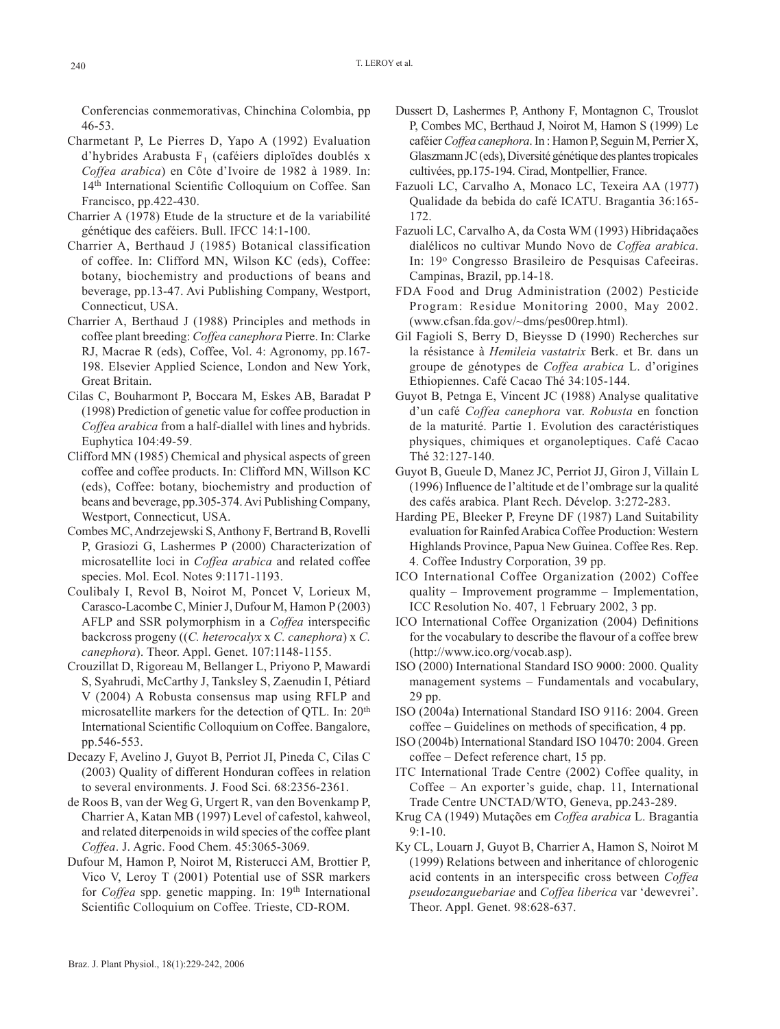Conferencias conmemorativas, Chinchina Colombia, pp 46-53.

Charmetant P, Le Pierres D, Yapo A (1992) Evaluation d'hybrides Arabusta $F_1$ (caféiers diploïdes doublés x *Coffea arabica*) en Côte d'Ivoire de 1982 à 1989. In: 14th International Scientific Colloquium on Coffee. San Francisco, pp.422-430.

Charrier A (1978) Etude de la structure et de la variabilité génétique des caféiers. Bull. IFCC 14:1-100.

Charrier A, Berthaud J (1985) Botanical classification of coffee. In: Clifford MN, Wilson KC (eds), Coffee: botany, biochemistry and productions of beans and beverage, pp.13-47. Avi Publishing Company, Westport, Connecticut, USA.

Charrier A, Berthaud J (1988) Principles and methods in coffee plant breeding: *Coffea canephora* Pierre. In: Clarke RJ, Macrae R (eds), Coffee, Vol. 4: Agronomy, pp.167-198. Elsevier Applied Science, London and New York, Great Britain.

Cilas C, Bouharmont P, Boccara M, Eskes AB, Baradat P (1998) Prediction of genetic value for coffee production in *Coffea arabica* from a half-diallel with lines and hybrids. Euphytica 104:49-59.

Clifford MN (1985) Chemical and physical aspects of green coffee and coffee products. In: Clifford MN, Willson KC (eds), Coffee: botany, biochemistry and production of beans and beverage, pp.305-374. Avi Publishing Company, Westport, Connecticut, USA.

Combes MC, Andrzejewski S, Anthony F, Bertrand B, Rovelli P, Grasiozi G, Lashermes P (2000) Characterization of microsatellite loci in *Coffea arabica* and related coffee species. Mol. Ecol. Notes 9:1171-1193.

Coulibaly I, Revol B, Noirot M, Poncet V, Lorieux M, Carasco-Lacombe C, Minier J, Dufour M, Hamon P (2003) AFLP and SSR polymorphism in a *Coffea* interspecific backcross progeny ((*C. heterocalyx* x *C. canephora*) x *C. canephora*). Theor. Appl. Genet. 107:1148-1155.

Crouzillat D, Rigoreau M, Bellanger L, Priyono P, Mawardi S, Syahrudi, McCarthy J, Tanksley S, Zaenudin I, Pétiard V (2004) A Robusta consensus map using RFLP and microsatellite markers for the detection of QTL. In: 20th International Scientific Colloquium on Coffee. Bangalore, pp.546-553.

Decazy F, Avelino J, Guyot B, Perriot JI, Pineda C, Cilas C (2003) Quality of different Honduran coffees in relation to several environments. J. Food Sci. 68:2356-2361.

de Roos B, van der Weg G, Urgert R, van den Bovenkamp P, Charrier A, Katan MB (1997) Level of cafestol, kahweol, and related diterpenoids in wild species of the coffee plant *Coffea*. J. Agric. Food Chem. 45:3065-3069.

Dufour M, Hamon P, Noirot M, Risterucci AM, Brottier P, Vico V, Leroy T (2001) Potential use of SSR markers for *Coffea* spp. genetic mapping. In: 19th International Scientific Colloquium on Coffee. Trieste, CD-ROM.

Dussert D, Lashermes P, Anthony F, Montagnon C, Trouslot P, Combes MC, Berthaud J, Noirot M, Hamon S (1999) Le caféier *Coffea canephora*. In : Hamon P, Seguin M, Perrier X, Glaszmann JC (eds), Diversité génétique des plantes tropicales cultivées, pp.175-194. Cirad, Montpellier, France.

Fazuoli LC, Carvalho A, Monaco LC, Texeira AA (1977) Qualidade da bebida do café ICATU. Bragantia 36:165-172.

Fazuoli LC, Carvalho A, da Costa WM (1993) Hibridaçaões dialélicos no cultivar Mundo Novo de *Coffea arabica*. In: 19º Congresso Brasileiro de Pesquisas Cafeeiras. Campinas, Brazil, pp.14-18.

FDA Food and Drug Administration (2002) Pesticide Program: Residue Monitoring 2000, May 2002. (www.cfsan.fda.gov/~dms/pes00rep.html).

Gil Fagioli S, Berry D, Bieysse D (1990) Recherches sur la résistance à *Hemileia vastatrix* Berk. et Br. dans un groupe de génotypes de *Coffea arabica* L. d'origines Ethiopiennes. Café Cacao Thé 34:105-144.

Guyot B, Petnga E, Vincent JC (1988) Analyse qualitative d'un café *Coffea canephora* var. *Robusta* en fonction de la maturité. Partie 1. Evolution des caractéristiques physiques, chimiques et organoleptiques. Café Cacao Thé 32:127-140.

Guyot B, Gueule D, Manez JC, Perriot JJ, Giron J, Villain L (1996) Influence de l'altitude et de l'ombrage sur la qualité des cafés arabica. Plant Rech. Dévelop. 3:272-283.

Harding PE, Bleeker P, Freyne DF (1987) Land Suitability evaluation for Rainfed Arabica Coffee Production: Western Highlands Province, Papua New Guinea. Coffee Res. Rep. 4. Coffee Industry Corporation, 39 pp.

ICO International Coffee Organization (2002) Coffee quality – Improvement programme – Implementation, ICC Resolution No. 407, 1 February 2002, 3 pp.

ICO International Coffee Organization (2004) Definitions for the vocabulary to describe the flavour of a coffee brew (http://www.ico.org/vocab.asp).

ISO (2000) International Standard ISO 9000: 2000. Quality management systems – Fundamentals and vocabulary, 29 pp.

ISO (2004a) International Standard ISO 9116: 2004. Green coffee – Guidelines on methods of specification, 4 pp.

ISO (2004b) International Standard ISO 10470: 2004. Green coffee – Defect reference chart, 15 pp.

ITC International Trade Centre (2002) Coffee quality, in Coffee – An exporter's guide, chap. 11, International Trade Centre UNCTAD/WTO, Geneva, pp.243-289.

Krug CA (1949) Mutações em *Coffea arabica* L. Bragantia 9:1-10.

Ky CL, Louarn J, Guyot B, Charrier A, Hamon S, Noirot M (1999) Relations between and inheritance of chlorogenic acid contents in an interspecific cross between *Coffea pseudozanguebariae* and *Coffea liberica* var 'dewevrei'. Theor. Appl. Genet. 98:628-637.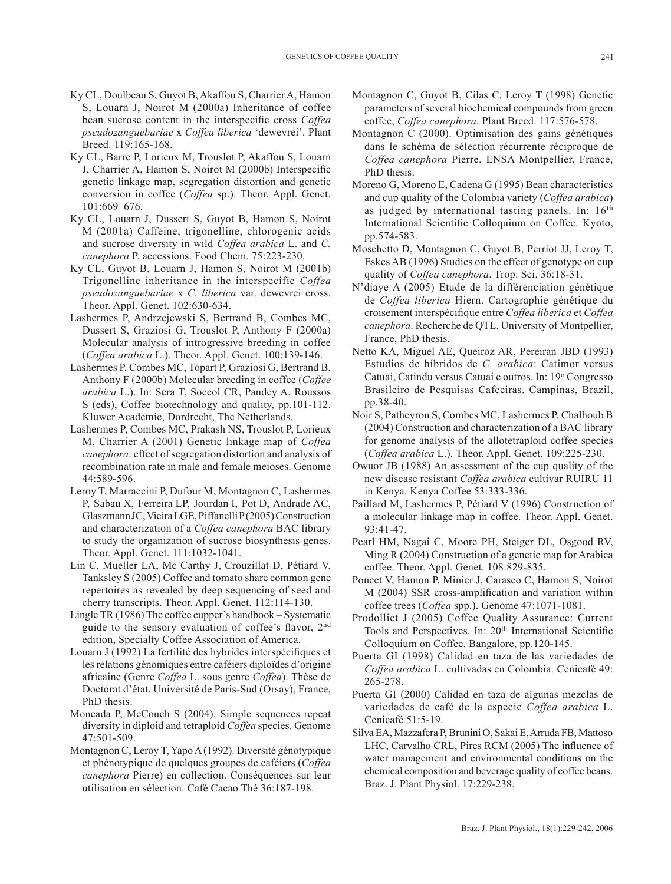Ky CL, Doulbeau S, Guyot B, Akaffou S, Charrier A, Hamon S, Louarn J, Noirot M (2000a) Inheritance of coffee bean sucrose content in the interspecific cross *Coffea pseudozanguebariae* x *Coffea liberica* 'dewevrei'. Plant Breed. 119:165-168.

Ky CL, Barre P, Lorieux M, Trouslot P, Akaffou S, Louarn J, Charrier A, Hamon S, Noirot M (2000b) Interspecific genetic linkage map, segregation distortion and genetic conversion in coffee (*Coffea* sp.). Theor. Appl. Genet. 101:669–676.

Ky CL, Louarn J, Dussert S, Guyot B, Hamon S, Noirot M (2001a) Caffeine, trigonelline, chlorogenic acids and sucrose diversity in wild *Coffea arabica* L. and *C. canephora* P. accessions. Food Chem. 75:223-230.

Ky CL, Guyot B, Louarn J, Hamon S, Noirot M (2001b) Trigonelline inheritance in the interspecific *Coffea pseudozanguebariae* x *C. liberica* var. dewevrei cross. Theor. Appl. Genet. 102:630-634.

Lashermes P, Andrzejewski S, Bertrand B, Combes MC, Dussert S, Graziosi G, Trouslot P, Anthony F (2000a) Molecular analysis of introgressive breeding in coffee (*Coffea arabica* L.). Theor. Appl. Genet. 100:139-146.

Lashermes P, Combes MC, Topart P, Graziosi G, Bertrand B, Anthony F (2000b) Molecular breeding in coffee (*Coffee arabica* L.). In: Sera T, Soccol CR, Pandey A, Roussos S (eds), Coffee biotechnology and quality, pp.101-112. Kluwer Academic, Dordrecht, The Netherlands.

Lashermes P, Combes MC, Prakash NS, Trouslot P, Lorieux M, Charrier A (2001) Genetic linkage map of *Coffea canephora*: effect of segregation distortion and analysis of recombination rate in male and female meioses. Genome 44:589-596.

Leroy T, Marraccini P, Dufour M, Montagnon C, Lashermes P, Sabau X, Ferreira LP, Jourdan I, Pot D, Andrade AC, Glaszmann JC, Vieira LGE, Piffanelli P (2005) Construction and characterization of a *Coffea canephora* BAC library to study the organization of sucrose biosynthesis genes. Theor. Appl. Genet. 111:1032-1041.

Lin C, Mueller LA, Mc Carthy J, Crouzillat D, Pétiard V, Tanksley S (2005) Coffee and tomato share common gene repertoires as revealed by deep sequencing of seed and cherry transcripts. Theor. Appl. Genet. 112:114-130.

Lingle TR (1986) The coffee cupper's handbook – Systematic guide to the sensory evaluation of coffee's flavor, 2nd edition, Specialty Coffee Association of America.

Louarn J (1992) La fertilité des hybrides interspécifiques et les relations génomiques entre caféiers diploïdes d'origine africaine (Genre *Coffea* L. sous genre *Coffea*). Thèse de Doctorat d'état, Université de Paris-Sud (Orsay), France, PhD thesis.

Moncada P, McCouch S (2004). Simple sequences repeat diversity in diploid and tetraploid *Coffea* species. Genome 47:501-509.

Montagnon C, Leroy T, Yapo A (1992). Diversité génotypique et phénotypique de quelques groupes de caféiers (*Coffea canephora* Pierre) en collection. Conséquences sur leur utilisation en sélection. Café Cacao Thé 36:187-198.

Montagnon C, Guyot B, Cilas C, Leroy T (1998) Genetic parameters of several biochemical compounds from green coffee, *Coffea canephora*. Plant Breed. 117:576-578.

Montagnon C (2000). Optimisation des gains génétiques dans le schéma de sélection récurrente réciproque de *Coffea canephora* Pierre. ENSA Montpellier, France, PhD thesis.

Moreno G, Moreno E, Cadena G (1995) Bean characteristics and cup quality of the Colombia variety (*Coffea arabica*) as judged by international tasting panels. In: 16th International Scientific Colloquium on Coffee. Kyoto, pp.574-583.

Moschetto D, Montagnon C, Guyot B, Perriot JJ, Leroy T, Eskes AB (1996) Studies on the effect of genotype on cup quality of *Coffea canephora*. Trop. Sci. 36:18-31.

N'diaye A (2005) Etude de la différenciation génétique de *Coffea liberica* Hiern. Cartographie génétique du croisement interspécifique entre *Coffea liberica* et *Coffea canephora*. Recherche de QTL. University of Montpellier, France, PhD thesis.

Netto KA, Miguel AE, Queiroz AR, Pereiran JBD (1993) Estudios de híbridos de *C. arabica*: Catimor versus Catuai, Catindu versus Catuai e outros. In: 19º Congresso Brasileiro de Pesquisas Cafeeiras. Campinas, Brazil, pp.38-40.

Noir S, Patheyron S, Combes MC, Lashermes P, Chalhoub B (2004) Construction and characterization of a BAC library for genome analysis of the allotetraploid coffee species (*Coffea arabica* L.). Theor. Appl. Genet. 109:225-230.

Owuor JB (1988) An assessment of the cup quality of the new disease resistant *Coffea arabica* cultivar RUIRU 11 in Kenya. Kenya Coffee 53:333-336.

Paillard M, Lashermes P, Pétiard V (1996) Construction of a molecular linkage map in coffee. Theor. Appl. Genet. 93:41-47.

Pearl HM, Nagai C, Moore PH, Steiger DL, Osgood RV, Ming R (2004) Construction of a genetic map for Arabica coffee. Theor. Appl. Genet. 108:829-835.

Poncet V, Hamon P, Minier J, Carasco C, Hamon S, Noirot M (2004) SSR cross-amplification and variation within coffee trees (*Coffea* spp.). Genome 47:1071-1081.

Prodolliet J (2005) Coffee Quality Assurance: Current Tools and Perspectives. In: 20th International Scientific Colloquium on Coffee. Bangalore, pp.120-145.

Puerta GI (1998) Calidad en taza de las variedades de *Coffea arabica* L. cultivadas en Colombia. Cenicafé 49: 265-278.

Puerta GI (2000) Calidad en taza de algunas mezclas de variedades de café de la especie *Coffea arabica* L. Cenicafé 51:5-19.

Silva EA, Mazzafera P, Brunini O, Sakai E, Arruda FB, Mattoso LHC, Carvalho CRL, Pires RCM (2005) The influence of water management and environmental conditions on the chemical composition and beverage quality of coffee beans. Braz. J. Plant Physiol. 17:229-238.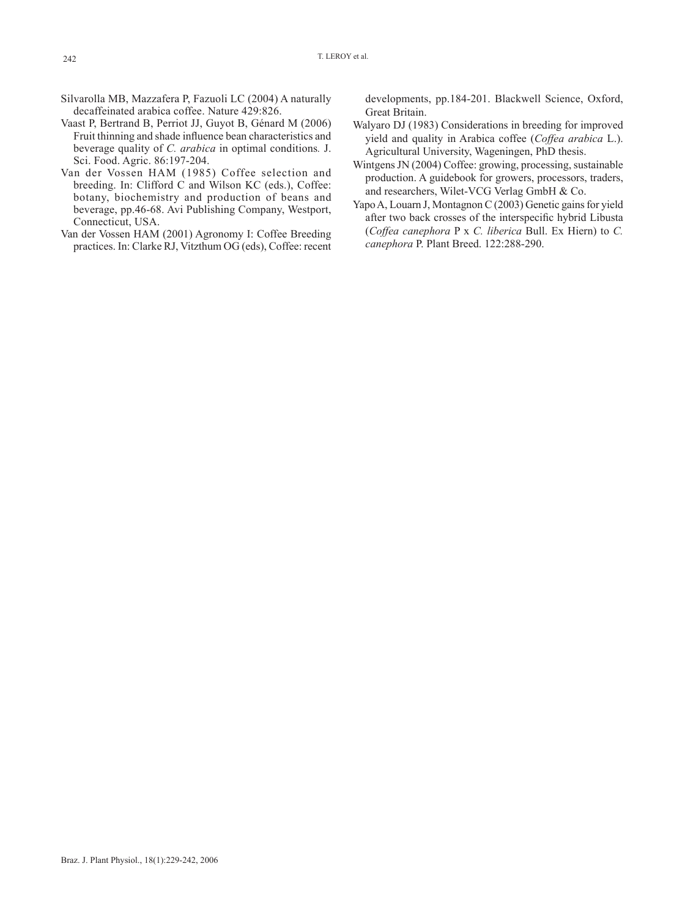Silvarolla MB, Mazzafera P, Fazuoli LC (2004) A naturally decaffeinated arabica coffee. Nature 429:826.

Vaast P, Bertrand B, Perriot JJ, Guyot B, Génard M (2006) Fruit thinning and shade influence bean characteristics and beverage quality of *C. arabica* in optimal conditions*.* J. Sci. Food. Agric. 86:197-204.

Van der Vossen HAM (1985) Coffee selection and breeding. In: Clifford C and Wilson KC (eds.), Coffee: botany, biochemistry and production of beans and beverage, pp.46-68. Avi Publishing Company, Westport, Connecticut, USA.

Van der Vossen HAM (2001) Agronomy I: Coffee Breeding practices. In: Clarke RJ, Vitzthum OG (eds), Coffee: recent developments, pp.184-201. Blackwell Science, Oxford, Great Britain.

Walyaro DJ (1983) Considerations in breeding for improved yield and quality in Arabica coffee (*Coffea arabica* L.). Agricultural University, Wageningen, PhD thesis.

Wintgens JN (2004) Coffee: growing, processing, sustainable production. A guidebook for growers, processors, traders, and researchers, Wilet-VCG Verlag GmbH & Co.

Yapo A, Louarn J, Montagnon C (2003) Genetic gains for yield after two back crosses of the interspecific hybrid Libusta (*Coffea canephora* P x *C. liberica* Bull. Ex Hiern) to *C. canephora* P. Plant Breed. 122:288-290.